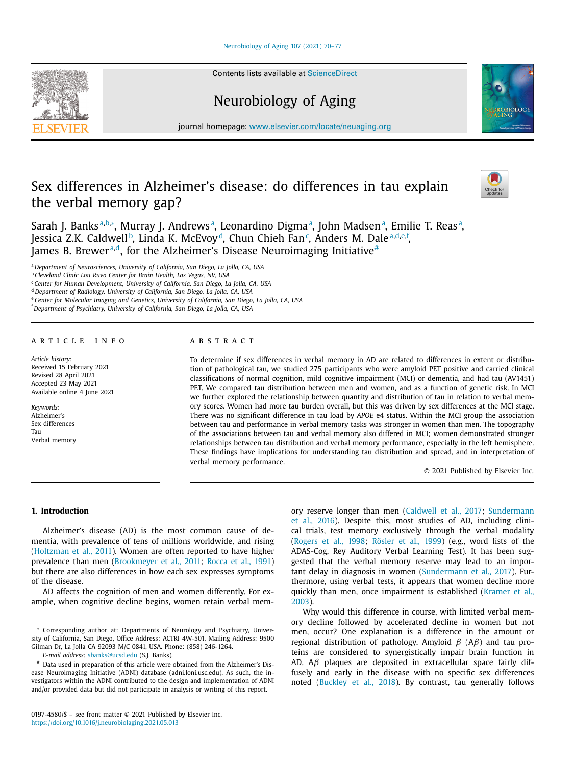# Sex differences in Alzheimer's disease: do differences in tau explain the verbal memory gap?

Sarah J. Banks[a,b,*], Murray J. Andrews[a], Leonardino Digma[a], John Madsen[a], Emilie T. Reas[a], Jessica Z.K. Caldwell[b], Linda K. McEvoy[d], Chun Chieh Fan[c], Anders M. Dale[a,d,e,f], James B. Brewer[a,d], for the Alzheimer's Disease Neuroimaging Initiative[#]

[a] Department of Neurosciences, University of California, San Diego, La Jolla, CA, USA
[b] Cleveland Clinic Lou Ruvo Center for Brain Health, Las Vegas, NV, USA
[c] Center for Human Development, University of California, San Diego, La Jolla, CA, USA
[d] Department of Radiology, University of California, San Diego, La Jolla, CA, USA
[e] Center for Molecular Imaging and Genetics, University of California, San Diego, La Jolla, CA, USA
[f] Department of Psychiatry, University of California, San Diego, La Jolla, CA, USA

**ARTICLE INFO**

*Article history:*
Received 15 February 2021
Revised 28 April 2021
Accepted 23 May 2021
Available online 4 June 2021

*Keywords:*
Alzheimer's
Sex differences
Tau
Verbal memory

**ABSTRACT**

To determine if sex differences in verbal memory in AD are related to differences in extent or distribution of pathological tau, we studied 275 participants who were amyloid PET positive and carried clinical classifications of normal cognition, mild cognitive impairment (MCI) or dementia, and had tau (AV1451) PET. We compared tau distribution between men and women, and as a function of genetic risk. In MCI we further explored the relationship between quantity and distribution of tau in relation to verbal memory scores. Women had more tau burden overall, but this was driven by sex differences at the MCI stage. There was no significant difference in tau load by *APOE* e4 status. Within the MCI group the association between tau and performance in verbal memory tasks was stronger in women than men. The topography of the associations between tau and verbal memory also differed in MCI; women demonstrated stronger relationships between tau distribution and verbal memory performance, especially in the left hemisphere. These findings have implications for understanding tau distribution and spread, and in interpretation of verbal memory performance.

© 2021 Published by Elsevier Inc.

## 1. Introduction

Alzheimer's disease (AD) is the most common cause of dementia, with prevalence of tens of millions worldwide, and rising (Holtzman et al., 2011). Women are often reported to have higher prevalence than men (Brookmeyer et al., 2011; Rocca et al., 1991) but there are also differences in how each sex expresses symptoms of the disease.

AD affects the cognition of men and women differently. For example, when cognitive decline begins, women retain verbal memory reserve longer than men (Caldwell et al., 2017; Sundermann et al., 2016). Despite this, most studies of AD, including clinical trials, test memory exclusively through the verbal modality (Rogers et al., 1998; Rösler et al., 1999) (e.g., word lists of the ADAS-Cog, Rey Auditory Verbal Learning Test). It has been suggested that the verbal memory reserve may lead to an important delay in diagnosis in women (Sundermann et al., 2017). Furthermore, using verbal tests, it appears that women decline more quickly than men, once impairment is established (Kramer et al., 2003).

Why would this difference in course, with limited verbal memory decline followed by accelerated decline in women but not men, occur? One explanation is a difference in the amount or regional distribution of pathology. Amyloid $\beta$ (A$\beta$) and tau proteins are considered to synergistically impair brain function in AD. A$\beta$ plaques are deposited in extracellular space fairly diffusely and early in the disease with no specific sex differences noted (Buckley et al., 2018). By contrast, tau generally follows

---

* Corresponding author at: Departments of Neurology and Psychiatry, University of California, San Diego, Office Address: ACTRI 4W-501, Mailing Address: 9500 Gilman Dr, La Jolla CA 92093 M/C 0841, USA. Phone: (858) 246-1264.
*E-mail address:* sbanks@ucsd.edu (S.J. Banks).

# Data used in preparation of this article were obtained from the Alzheimer's Disease Neuroimaging Initiative (ADNI) database (adni.loni.usc.edu). As such, the investigators within the ADNI contributed to the design and implementation of ADNI and/or provided data but did not participate in analysis or writing of this report.

0197-4580/$ – see front matter © 2021 Published by Elsevier Inc.
https://doi.org/10.1016/j.neurobiolaging.2021.05.013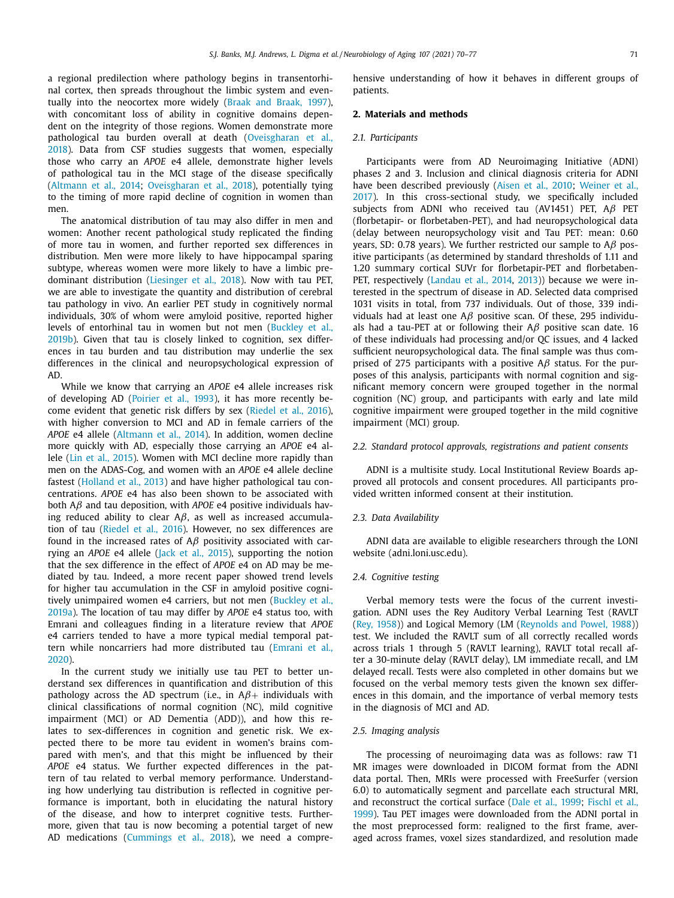a regional predilection where pathology begins in transentorhinal cortex, then spreads throughout the limbic system and eventually into the neocortex more widely (Braak and Braak, 1997), with concomitant loss of ability in cognitive domains dependent on the integrity of those regions. Women demonstrate more pathological tau burden overall at death (Oveisgharan et al., 2018). Data from CSF studies suggests that women, especially those who carry an *APOE* e4 allele, demonstrate higher levels of pathological tau in the MCI stage of the disease specifically (Altmann et al., 2014; Oveisgharan et al., 2018), potentially tying to the timing of more rapid decline of cognition in women than men.

The anatomical distribution of tau may also differ in men and women: Another recent pathological study replicated the finding of more tau in women, and further reported sex differences in distribution. Men were more likely to have hippocampal sparing subtype, whereas women were more likely to have a limbic predominant distribution (Liesinger et al., 2018). Now with tau PET, we are able to investigate the quantity and distribution of cerebral tau pathology in vivo. An earlier PET study in cognitively normal individuals, 30% of whom were amyloid positive, reported higher levels of entorhinal tau in women but not men (Buckley et al., 2019b). Given that tau is closely linked to cognition, sex differences in tau burden and tau distribution may underlie the sex differences in the clinical and neuropsychological expression of AD.

While we know that carrying an *APOE* e4 allele increases risk of developing AD (Poirier et al., 1993), it has more recently become evident that genetic risk differs by sex (Riedel et al., 2016), with higher conversion to MCI and AD in female carriers of the *APOE* e4 allele (Altmann et al., 2014). In addition, women decline more quickly with AD, especially those carrying an *APOE* e4 allele (Lin et al., 2015). Women with MCI decline more rapidly than men on the ADAS-Cog, and women with an *APOE* e4 allele decline fastest (Holland et al., 2013) and have higher pathological tau concentrations. *APOE* e4 has also been shown to be associated with both A$\beta$ and tau deposition, with *APOE* e4 positive individuals having reduced ability to clear A$\beta$, as well as increased accumulation of tau (Riedel et al., 2016). However, no sex differences are found in the increased rates of A$\beta$ positivity associated with carrying an *APOE* e4 allele (Jack et al., 2015), supporting the notion that the sex difference in the effect of *APOE* e4 on AD may be mediated by tau. Indeed, a more recent paper showed trend levels for higher tau accumulation in the CSF in amyloid positive cognitively unimpaired women e4 carriers, but not men (Buckley et al., 2019a). The location of tau may differ by *APOE* e4 status too, with Emrani and colleagues finding in a literature review that *APOE* e4 carriers tended to have a more typical medial temporal pattern while noncarriers had more distributed tau (Emrani et al., 2020).

In the current study we initially use tau PET to better understand sex differences in quantification and distribution of this pathology across the AD spectrum (i.e., in A$\beta$+ individuals with clinical classifications of normal cognition (NC), mild cognitive impairment (MCI) or AD Dementia (ADD)), and how this relates to sex-differences in cognition and genetic risk. We expected there to be more tau evident in women's brains compared with men's, and that this might be influenced by their *APOE* e4 status. We further expected differences in the pattern of tau related to verbal memory performance. Understanding how underlying tau distribution is reflected in cognitive performance is important, both in elucidating the natural history of the disease, and how to interpret cognitive tests. Furthermore, given that tau is now becoming a potential target of new AD medications (Cummings et al., 2018), we need a comprehensive understanding of how it behaves in different groups of patients.

## 2. Materials and methods

### 2.1. Participants

Participants were from AD Neuroimaging Initiative (ADNI) phases 2 and 3. Inclusion and clinical diagnosis criteria for ADNI have been described previously (Aisen et al., 2010; Weiner et al., 2017). In this cross-sectional study, we specifically included subjects from ADNI who received tau (AV1451) PET, A$\beta$ PET (florbetapir- or florbetaben-PET), and had neuropsychological data (delay between neuropsychology visit and Tau PET: mean: 0.60 years, SD: 0.78 years). We further restricted our sample to A$\beta$ positive participants (as determined by standard thresholds of 1.11 and 1.20 summary cortical SUVr for florbetapir-PET and florbetaben-PET, respectively (Landau et al., 2014, 2013)) because we were interested in the spectrum of disease in AD. Selected data comprised 1031 visits in total, from 737 individuals. Out of those, 339 individuals had at least one A$\beta$ positive scan. Of these, 295 individuals had a tau-PET at or following their A$\beta$ positive scan date. 16 of these individuals had processing and/or QC issues, and 4 lacked sufficient neuropsychological data. The final sample was thus comprised of 275 participants with a positive A$\beta$ status. For the purposes of this analysis, participants with normal cognition and significant memory concern were grouped together in the normal cognition (NC) group, and participants with early and late mild cognitive impairment were grouped together in the mild cognitive impairment (MCI) group.

### 2.2. Standard protocol approvals, registrations and patient consents

ADNI is a multisite study. Local Institutional Review Boards approved all protocols and consent procedures. All participants provided written informed consent at their institution.

### 2.3. Data Availability

ADNI data are available to eligible researchers through the LONI website (adni.loni.usc.edu).

### 2.4. Cognitive testing

Verbal memory tests were the focus of the current investigation. ADNI uses the Rey Auditory Verbal Learning Test (RAVLT (Rey, 1958)) and Logical Memory (LM (Reynolds and Powel, 1988)) test. We included the RAVLT sum of all correctly recalled words across trials 1 through 5 (RAVLT learning), RAVLT total recall after a 30-minute delay (RAVLT delay), LM immediate recall, and LM delayed recall. Tests were also completed in other domains but we focused on the verbal memory tests given the known sex differences in this domain, and the importance of verbal memory tests in the diagnosis of MCI and AD.

### 2.5. Imaging analysis

The processing of neuroimaging data was as follows: raw T1 MR images were downloaded in DICOM format from the ADNI data portal. Then, MRIs were processed with FreeSurfer (version 6.0) to automatically segment and parcellate each structural MRI, and reconstruct the cortical surface (Dale et al., 1999; Fischl et al., 1999). Tau PET images were downloaded from the ADNI portal in the most preprocessed form: realigned to the first frame, averaged across frames, voxel sizes standardized, and resolution made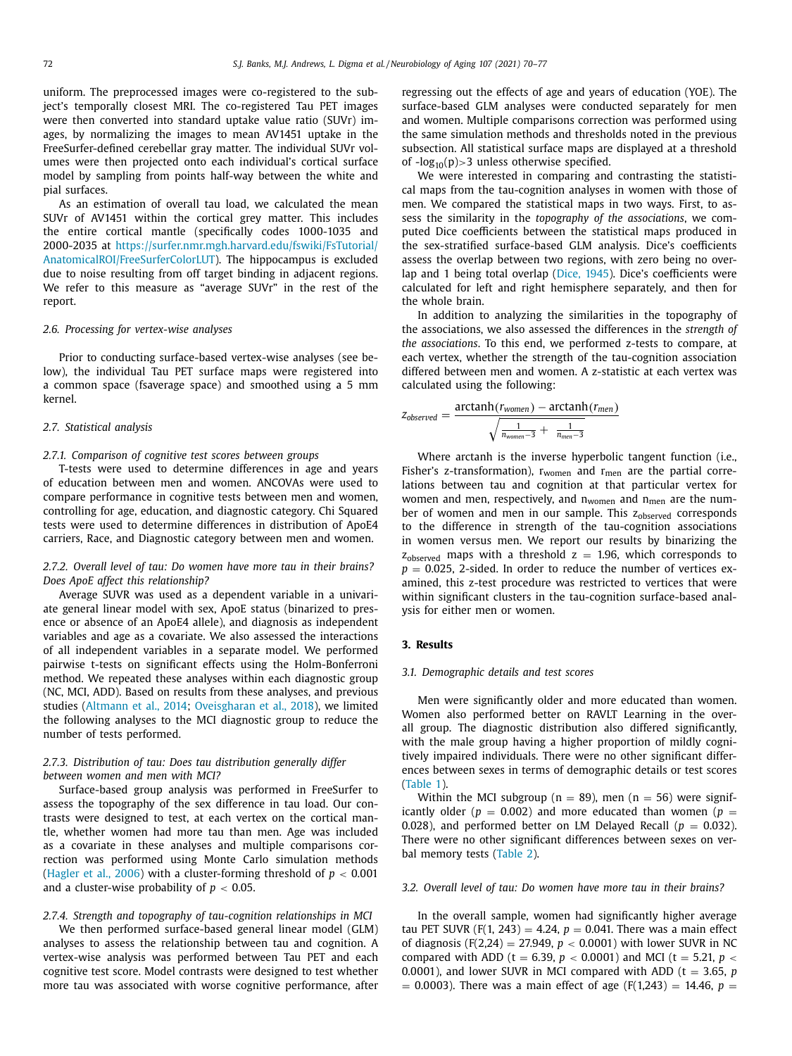uniform. The preprocessed images were co-registered to the subject's temporally closest MRI. The co-registered Tau PET images were then converted into standard uptake value ratio (SUVr) images, by normalizing the images to mean AV1451 uptake in the FreeSurfer-defined cerebellar gray matter. The individual SUVr volumes were then projected onto each individual's cortical surface model by sampling from points half-way between the white and pial surfaces.

As an estimation of overall tau load, we calculated the mean SUVr of AV1451 within the cortical grey matter. This includes the entire cortical mantle (specifically codes 1000-1035 and 2000-2035 at https://surfer.nmr.mgh.harvard.edu/fswiki/FsTutorial/AnatomicalROI/FreeSurferColorLUT). The hippocampus is excluded due to noise resulting from off target binding in adjacent regions. We refer to this measure as "average SUVr" in the rest of the report.

### 2.6. Processing for vertex-wise analyses

Prior to conducting surface-based vertex-wise analyses (see below), the individual Tau PET surface maps were registered into a common space (fsaverage space) and smoothed using a 5 mm kernel.

### 2.7. Statistical analysis

#### 2.7.1. Comparison of cognitive test scores between groups

T-tests were used to determine differences in age and years of education between men and women. ANCOVAs were used to compare performance in cognitive tests between men and women, controlling for age, education, and diagnostic category. Chi Squared tests were used to determine differences in distribution of ApoE4 carriers, Race, and Diagnostic category between men and women.

#### 2.7.2. Overall level of tau: Do women have more tau in their brains? Does ApoE affect this relationship?

Average SUVR was used as a dependent variable in a univariate general linear model with sex, ApoE status (binarized to presence or absence of an ApoE4 allele), and diagnosis as independent variables and age as a covariate. We also assessed the interactions of all independent variables in a separate model. We performed pairwise t-tests on significant effects using the Holm-Bonferroni method. We repeated these analyses within each diagnostic group (NC, MCI, ADD). Based on results from these analyses, and previous studies (Altmann et al., 2014; Oveisgharan et al., 2018), we limited the following analyses to the MCI diagnostic group to reduce the number of tests performed.

#### 2.7.3. Distribution of tau: Does tau distribution generally differ between women and men with MCI?

Surface-based group analysis was performed in FreeSurfer to assess the topography of the sex difference in tau load. Our contrasts were designed to test, at each vertex on the cortical mantle, whether women had more tau than men. Age was included as a covariate in these analyses and multiple comparisons correction was performed using Monte Carlo simulation methods (Hagler et al., 2006) with a cluster-forming threshold of $p < 0.001$ and a cluster-wise probability of $p < 0.05$.

#### 2.7.4. Strength and topography of tau-cognition relationships in MCI

We then performed surface-based general linear model (GLM) analyses to assess the relationship between tau and cognition. A vertex-wise analysis was performed between Tau PET and each cognitive test score. Model contrasts were designed to test whether more tau was associated with worse cognitive performance, after regressing out the effects of age and years of education (YOE). The surface-based GLM analyses were conducted separately for men and women. Multiple comparisons correction was performed using the same simulation methods and thresholds noted in the previous subsection. All statistical surface maps are displayed at a threshold of $-\log_{10}(p)>3$ unless otherwise specified.

We were interested in comparing and contrasting the statistical maps from the tau-cognition analyses in women with those of men. We compared the statistical maps in two ways. First, to assess the similarity in the *topography of the associations*, we computed Dice coefficients between the statistical maps produced in the sex-stratified surface-based GLM analysis. Dice's coefficients assess the overlap between two regions, with zero being no overlap and 1 being total overlap (Dice, 1945). Dice's coefficients were calculated for left and right hemisphere separately, and then for the whole brain.

In addition to analyzing the similarities in the topography of the associations, we also assessed the differences in the *strength of the associations*. To this end, we performed z-tests to compare, at each vertex, whether the strength of the tau-cognition association differed between men and women. A z-statistic at each vertex was calculated using the following:

$$z_{observed} = \frac{\operatorname{arctanh}(r_{women}) - \operatorname{arctanh}(r_{men})}{\sqrt{\frac{1}{n_{women}-3} + \frac{1}{n_{men}-3}}}$$

Where arctanh is the inverse hyperbolic tangent function (i.e., Fisher's z-transformation), $r_{women}$ and $r_{men}$ are the partial correlations between tau and cognition at that particular vertex for women and men, respectively, and $n_{women}$ and $n_{men}$ are the number of women and men in our sample. This $z_{observed}$ corresponds to the difference in strength of the tau-cognition associations in women versus men. We report our results by binarizing the $z_{observed}$ maps with a threshold $z = 1.96$, which corresponds to $p = 0.025$, 2-sided. In order to reduce the number of vertices examined, this z-test procedure was restricted to vertices that were within significant clusters in the tau-cognition surface-based analysis for either men or women.

## 3. Results

### 3.1. Demographic details and test scores

Men were significantly older and more educated than women. Women also performed better on RAVLT Learning in the overall group. The diagnostic distribution also differed significantly, with the male group having a higher proportion of mildly cognitively impaired individuals. There were no other significant differences between sexes in terms of demographic details or test scores (Table 1).

Within the MCI subgroup ($n = 89$), men ($n = 56$) were significantly older ($p = 0.002$) and more educated than women ($p = 0.028$), and performed better on LM Delayed Recall ($p = 0.032$). There were no other significant differences between sexes on verbal memory tests (Table 2).

### 3.2. Overall level of tau: Do women have more tau in their brains?

In the overall sample, women had significantly higher average tau PET SUVR ($F(1, 243) = 4.24$, $p = 0.041$. There was a main effect of diagnosis ($F(2,24) = 27.949$, $p < 0.0001$) with lower SUVR in NC compared with ADD ($t = 6.39$, $p < 0.0001$) and MCI ($t = 5.21$, $p < 0.0001$), and lower SUVR in MCI compared with ADD ($t = 3.65$, $p = 0.0003$). There was a main effect of age ($F(1,243) = 14.46$, $p =$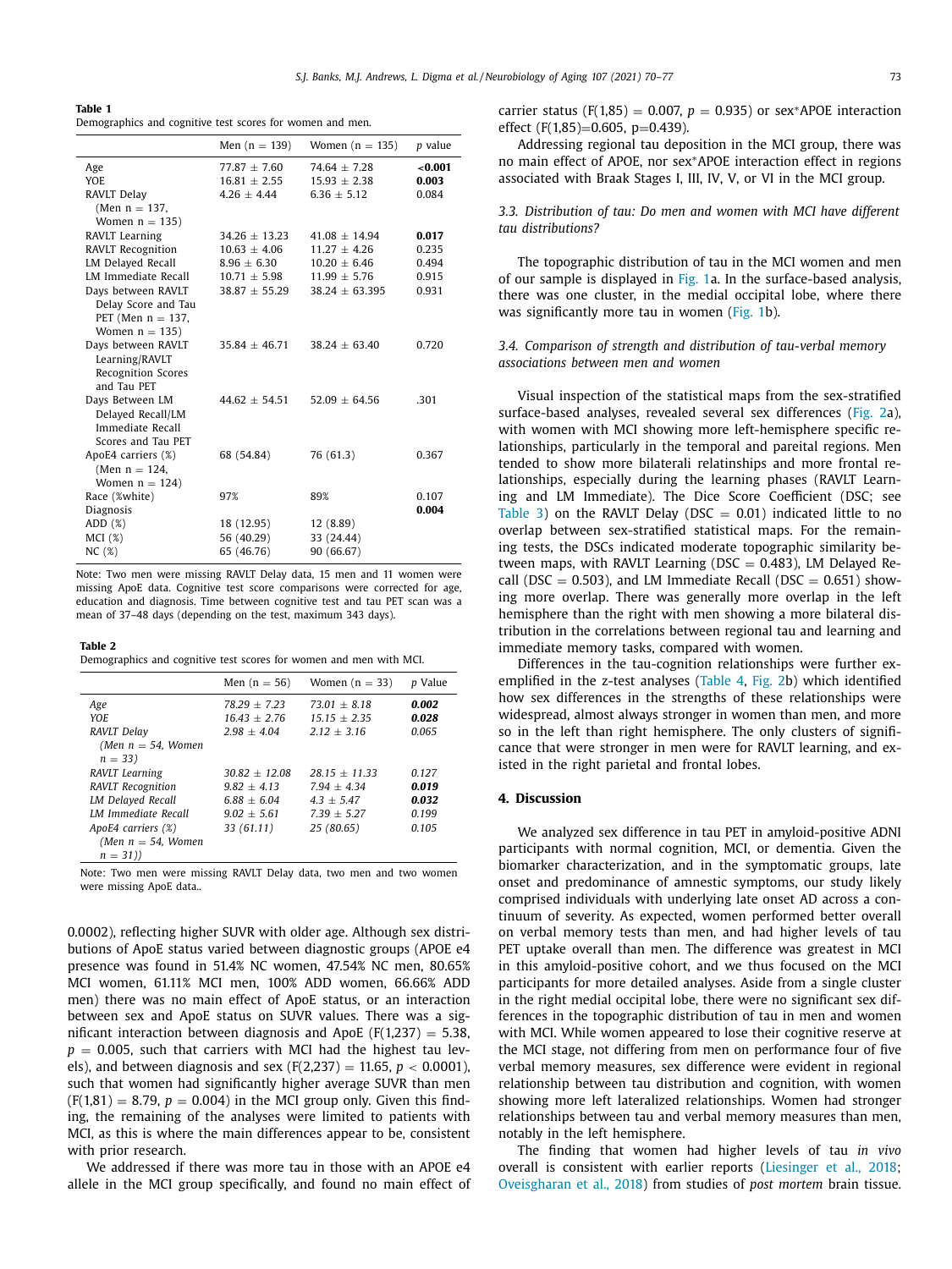**Table 1**
Demographics and cognitive test scores for women and men.

| | Men (n = 139) | Women (n = 135) | p value |
|---|---|---|---|
| Age | 77.87 ± 7.60 | 74.64 ± 7.28 | **<0.001** |
| YOE | 16.81 ± 2.55 | 15.93 ± 2.38 | **0.003** |
| RAVLT Delay (Men n = 137, Women n = 135) | 4.26 ± 4.44 | 6.36 ± 5.12 | 0.084 |
| RAVLT Learning | 34.26 ± 13.23 | 41.08 ± 14.94 | **0.017** |
| RAVLT Recognition | 10.63 ± 4.06 | 11.27 ± 4.26 | 0.235 |
| LM Delayed Recall | 8.96 ± 6.30 | 10.20 ± 6.46 | 0.494 |
| LM Immediate Recall | 10.71 ± 5.98 | 11.99 ± 5.76 | 0.915 |
| Days between RAVLT Delay Score and Tau PET (Men n = 137, Women n = 135) | 38.87 ± 55.29 | 38.24 ± 63.395 | 0.931 |
| Days between RAVLT Learning/RAVLT Recognition Scores and Tau PET | 35.84 ± 46.71 | 38.24 ± 63.40 | 0.720 |
| Days Between LM Delayed Recall/LM Immediate Recall Scores and Tau PET | 44.62 ± 54.51 | 52.09 ± 64.56 | .301 |
| ApoE4 carriers (%) (Men n = 124, Women n = 124) | 68 (54.84) | 76 (61.3) | 0.367 |
| Race (%white) | 97% | 89% | 0.107 |
| Diagnosis | | | **0.004** |
| ADD (%) | 18 (12.95) | 12 (8.89) | |
| MCI (%) | 56 (40.29) | 33 (24.44) | |
| NC (%) | 65 (46.76) | 90 (66.67) | |

Note: Two men were missing RAVLT Delay data, 15 men and 11 women were missing ApoE data. Cognitive test score comparisons were corrected for age, education and diagnosis. Time between cognitive test and tau PET scan was a mean of 37–48 days (depending on the test, maximum 343 days).

**Table 2**
Demographics and cognitive test scores for women and men with MCI.

| | Men (n = 56) | Women (n = 33) | p Value |
|---|---|---|---|
| *Age* | *78.29 ± 7.23* | *73.01 ± 8.18* | ***0.002*** |
| *YOE* | *16.43 ± 2.76* | *15.15 ± 2.35* | ***0.028*** |
| *RAVLT Delay (Men n = 54, Women n = 33)* | *2.98 ± 4.04* | *2.12 ± 3.16* | *0.065* |
| *RAVLT Learning* | *30.82 ± 12.08* | *28.15 ± 11.33* | *0.127* |
| *RAVLT Recognition* | *9.82 ± 4.13* | *7.94 ± 4.34* | ***0.019*** |
| *LM Delayed Recall* | *6.88 ± 6.04* | *4.3 ± 5.47* | ***0.032*** |
| *LM Immediate Recall* | *9.02 ± 5.61* | *7.39 ± 5.27* | *0.199* |
| *ApoE4 carriers (%) (Men n = 54, Women n = 31))* | *33 (61.11)* | *25 (80.65)* | *0.105* |

Note: Two men were missing RAVLT Delay data, two men and two women were missing ApoE data..

0.0002), reflecting higher SUVR with older age. Although sex distributions of ApoE status varied between diagnostic groups (APOE e4 presence was found in 51.4% NC women, 47.54% NC men, 80.65% MCI women, 61.11% MCI men, 100% ADD women, 66.66% ADD men) there was no main effect of ApoE status, or an interaction between sex and ApoE status on SUVR values. There was a significant interaction between diagnosis and ApoE ($F(1,237) = 5.38$, $p = 0.005$, such that carriers with MCI had the highest tau levels), and between diagnosis and sex ($F(2,237) = 11.65$, $p < 0.0001$), such that women had significantly higher average SUVR than men ($F(1,81) = 8.79$, $p = 0.004$) in the MCI group only. Given this finding, the remaining of the analyses were limited to patients with MCI, as this is where the main differences appear to be, consistent with prior research.

We addressed if there was more tau in those with an APOE e4 allele in the MCI group specifically, and found no main effect of carrier status ($F(1,85) = 0.007$, $p = 0.935$) or sex*APOE interaction effect ($F(1,85)=0.605$, $p=0.439$).

Addressing regional tau deposition in the MCI group, there was no main effect of APOE, nor sex*APOE interaction effect in regions associated with Braak Stages I, III, IV, V, or VI in the MCI group.

### 3.3. Distribution of tau: Do men and women with MCI have different tau distributions?

The topographic distribution of tau in the MCI women and men of our sample is displayed in Fig. 1a. In the surface-based analysis, there was one cluster, in the medial occipital lobe, where there was significantly more tau in women (Fig. 1b).

### 3.4. Comparison of strength and distribution of tau-verbal memory associations between men and women

Visual inspection of the statistical maps from the sex-stratified surface-based analyses, revealed several sex differences (Fig. 2a), with women with MCI showing more left-hemisphere specific relationships, particularly in the temporal and pareital regions. Men tended to show more bilaterali relatinships and more frontal relationships, especially during the learning phases (RAVLT Learning and LM Immediate). The Dice Score Coefficient (DSC; see Table 3) on the RAVLT Delay (DSC = 0.01) indicated little to no overlap between sex-stratified statistical maps. For the remaining tests, the DSCs indicated moderate topographic similarity between maps, with RAVLT Learning (DSC = 0.483), LM Delayed Recall (DSC = 0.503), and LM Immediate Recall (DSC = 0.651) showing more overlap. There was generally more overlap in the left hemisphere than the right with men showing a more bilateral distribution in the correlations between regional tau and learning and immediate memory tasks, compared with women.

Differences in the tau-cognition relationships were further exemplified in the z-test analyses (Table 4, Fig. 2b) which identified how sex differences in the strengths of these relationships were widespread, almost always stronger in women than men, and more so in the left than right hemisphere. The only clusters of significance that were stronger in men were for RAVLT learning, and existed in the right parietal and frontal lobes.

## 4. Discussion

We analyzed sex difference in tau PET in amyloid-positive ADNI participants with normal cognition, MCI, or dementia. Given the biomarker characterization, and in the symptomatic groups, late onset and predominance of amnestic symptoms, our study likely comprised individuals with underlying late onset AD across a continuum of severity. As expected, women performed better overall on verbal memory tests than men, and had higher levels of tau PET uptake overall than men. The difference was greatest in MCI in this amyloid-positive cohort, and we thus focused on the MCI participants for more detailed analyses. Aside from a single cluster in the right medial occipital lobe, there were no significant sex differences in the topographic distribution of tau in men and women with MCI. While women appeared to lose their cognitive reserve at the MCI stage, not differing from men on performance four of five verbal memory measures, sex difference were evident in regional relationship between tau distribution and cognition, with women showing more left lateralized relationships. Women had stronger relationships between tau and verbal memory measures than men, notably in the left hemisphere.

The finding that women had higher levels of tau *in vivo* overall is consistent with earlier reports (Liesinger et al., 2018; Oveisgharan et al., 2018) from studies of *post mortem* brain tissue.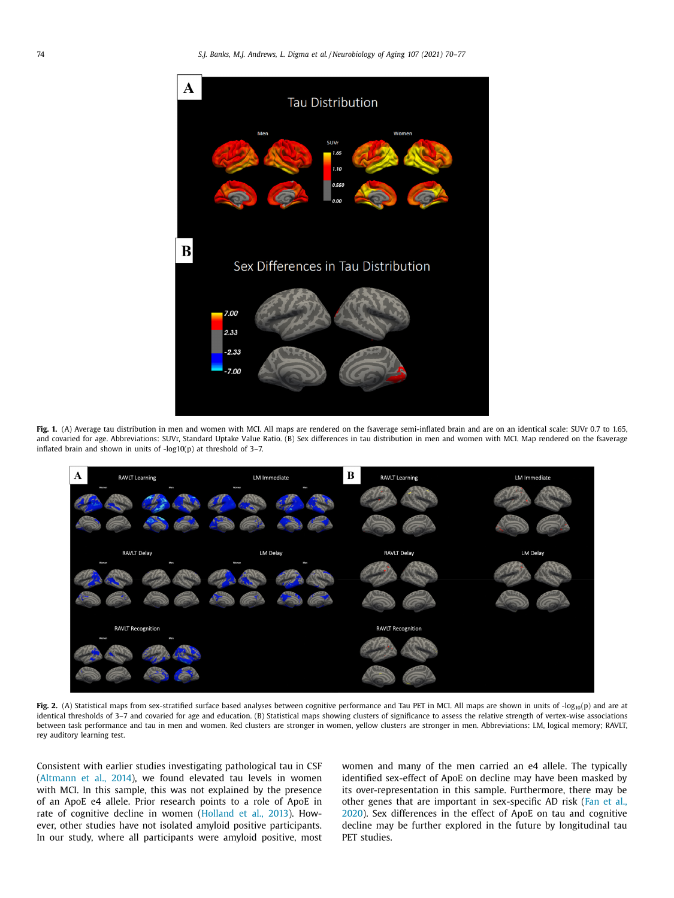**Fig. 1.** (A) Average tau distribution in men and women with MCI. All maps are rendered on the fsaverage semi-inflated brain and are on an identical scale: SUVr 0.7 to 1.65, and covaried for age. Abbreviations: SUVr, Standard Uptake Value Ratio. (B) Sex differences in tau distribution in men and women with MCI. Map rendered on the fsaverage inflated brain and shown in units of -log10(p) at threshold of 3–7.

**Fig. 2.** (A) Statistical maps from sex-stratified surface based analyses between cognitive performance and Tau PET in MCI. All maps are shown in units of $-\log_{10}(p)$ and are at identical thresholds of 3–7 and covaried for age and education. (B) Statistical maps showing clusters of significance to assess the relative strength of vertex-wise associations between task performance and tau in men and women. Red clusters are stronger in women, yellow clusters are stronger in men. Abbreviations: LM, logical memory; RAVLT, rey auditory learning test.

Consistent with earlier studies investigating pathological tau in CSF (Altmann et al., 2014), we found elevated tau levels in women with MCI. In this sample, this was not explained by the presence of an ApoE e4 allele. Prior research points to a role of ApoE in rate of cognitive decline in women (Holland et al., 2013). However, other studies have not isolated amyloid positive participants. In our study, where all participants were amyloid positive, most women and many of the men carried an e4 allele. The typically identified sex-effect of ApoE on decline may have been masked by its over-representation in this sample. Furthermore, there may be other genes that are important in sex-specific AD risk (Fan et al., 2020). Sex differences in the effect of ApoE on tau and cognitive decline may be further explored in the future by longitudinal tau PET studies.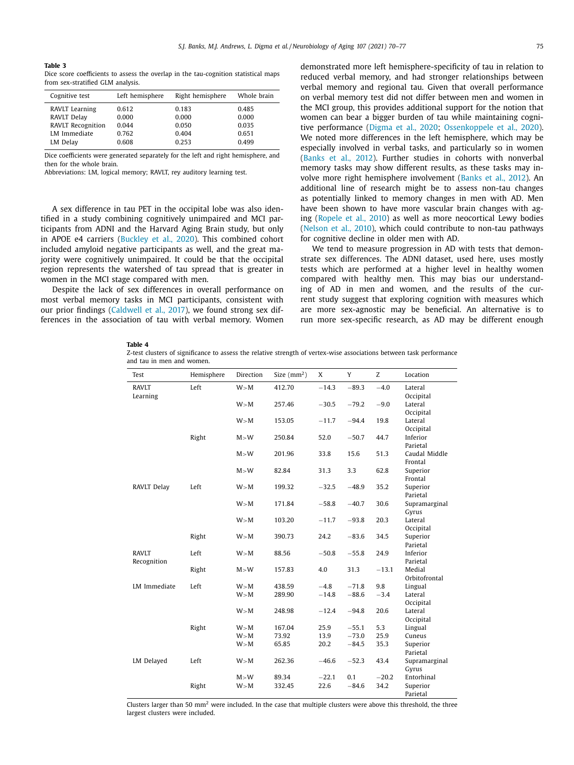**Table 3**
Dice score coefficients to assess the overlap in the tau-cognition statistical maps from sex-stratified GLM analysis.

| Cognitive test | Left hemisphere | Right hemisphere | Whole brain |
|---|---|---|---|
| RAVLT Learning | 0.612 | 0.183 | 0.485 |
| RAVLT Delay | 0.000 | 0.000 | 0.000 |
| RAVLT Recognition | 0.044 | 0.050 | 0.035 |
| LM Immediate | 0.762 | 0.404 | 0.651 |
| LM Delay | 0.608 | 0.253 | 0.499 |

Dice coefficients were generated separately for the left and right hemisphere, and then for the whole brain.
Abbreviations: LM, logical memory; RAVLT, rey auditory learning test.

A sex difference in tau PET in the occipital lobe was also identified in a study combining cognitively unimpaired and MCI participants from ADNI and the Harvard Aging Brain study, but only in APOE e4 carriers (Buckley et al., 2020). This combined cohort included amyloid negative participants as well, and the great majority were cognitively unimpaired. It could be that the occipital region represents the watershed of tau spread that is greater in women in the MCI stage compared with men.

Despite the lack of sex differences in overall performance on most verbal memory tasks in MCI participants, consistent with our prior findings (Caldwell et al., 2017), we found strong sex differences in the association of tau with verbal memory. Women demonstrated more left hemisphere-specificity of tau in relation to reduced verbal memory, and had stronger relationships between verbal memory and regional tau. Given that overall performance on verbal memory test did not differ between men and women in the MCI group, this provides additional support for the notion that women can bear a bigger burden of tau while maintaining cognitive performance (Digma et al., 2020; Ossenkoppele et al., 2020). We noted more differences in the left hemisphere, which may be especially involved in verbal tasks, and particularly so in women (Banks et al., 2012). Further studies in cohorts with nonverbal memory tasks may show different results, as these tasks may involve more right hemisphere involvement (Banks et al., 2012). An additional line of research might be to assess non-tau changes as potentially linked to memory changes in men with AD. Men have been shown to have more vascular brain changes with aging (Ropele et al., 2010) as well as more neocortical Lewy bodies (Nelson et al., 2010), which could contribute to non-tau pathways for cognitive decline in older men with AD.

We tend to measure progression in AD with tests that demonstrate sex differences. The ADNI dataset, used here, uses mostly tests which are performed at a higher level in healthy women compared with healthy men. This may bias our understanding of AD in men and women, and the results of the current study suggest that exploring cognition with measures which are more sex-agnostic may be beneficial. An alternative is to run more sex-specific research, as AD may be different enough

**Table 4**
Z-test clusters of significance to assess the relative strength of vertex-wise associations between task performance and tau in men and women.

| Test | Hemisphere | Direction | Size (mm$^2$) | X | Y | Z | Location |
|---|---|---|---|---|---|---|---|
| RAVLT Learning | Left | W>M | 412.70 | −14.3 | −89.3 | −4.0 | Lateral Occipital |
| | | W>M | 257.46 | −30.5 | −79.2 | −9.0 | Lateral Occipital |
| | | W>M | 153.05 | −11.7 | −94.4 | 19.8 | Lateral Occipital |
| | Right | M>W | 250.84 | 52.0 | −50.7 | 44.7 | Inferior Parietal |
| | | M>W | 201.96 | 33.8 | 15.6 | 51.3 | Caudal Middle Frontal |
| | | M>W | 82.84 | 31.3 | 3.3 | 62.8 | Superior Frontal |
| RAVLT Delay | Left | W>M | 199.32 | −32.5 | −48.9 | 35.2 | Superior Parietal |
| | | W>M | 171.84 | −58.8 | −40.7 | 30.6 | Supramarginal Gyrus |
| | | W>M | 103.20 | −11.7 | −93.8 | 20.3 | Lateral Occipital |
| | Right | W>M | 390.73 | 24.2 | −83.6 | 34.5 | Superior Parietal |
| RAVLT Recognition | Left | W>M | 88.56 | −50.8 | −55.8 | 24.9 | Inferior Parietal |
| | Right | M>W | 157.83 | 4.0 | 31.3 | −13.1 | Medial Orbitofrontal |
| LM Immediate | Left | W>M | 438.59 | −4.8 | −71.8 | 9.8 | Lingual |
| | | W>M | 289.90 | −14.8 | −88.6 | −3.4 | Lateral Occipital |
| | | W>M | 248.98 | −12.4 | −94.8 | 20.6 | Lateral Occipital |
| | Right | W>M | 167.04 | 25.9 | −55.1 | 5.3 | Lingual |
| | | W>M | 73.92 | 13.9 | −73.0 | 25.9 | Cuneus |
| | | W>M | 65.85 | 20.2 | −84.5 | 35.3 | Superior Parietal |
| LM Delayed | Left | W>M | 262.36 | −46.6 | −52.3 | 43.4 | Supramarginal Gyrus |
| | | M>W | 89.34 | −22.1 | 0.1 | −20.2 | Entorhinal |
| | Right | W>M | 332.45 | 22.6 | −84.6 | 34.2 | Superior Parietal |

Clusters larger than 50 mm$^2$ were included. In the case that multiple clusters were above this threshold, the three largest clusters were included.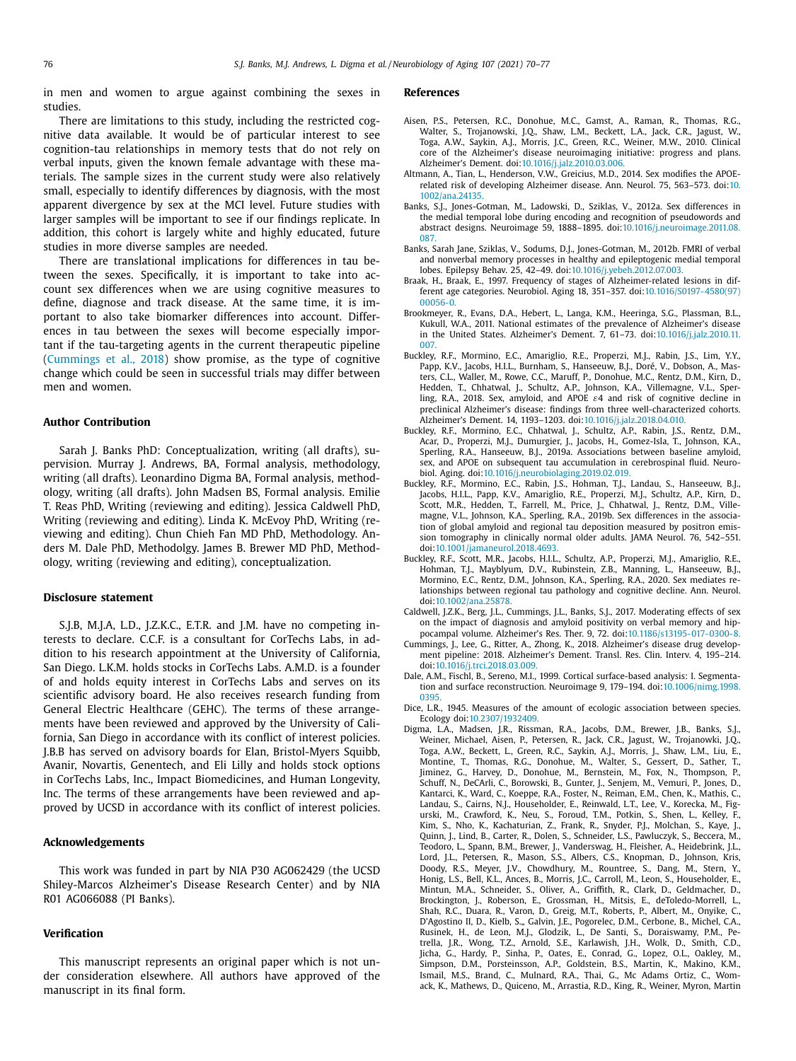in men and women to argue against combining the sexes in studies.

There are limitations to this study, including the restricted cognitive data available. It would be of particular interest to see cognition-tau relationships in memory tests that do not rely on verbal inputs, given the known female advantage with these materials. The sample sizes in the current study were also relatively small, especially to identify differences by diagnosis, with the most apparent divergence by sex at the MCI level. Future studies with larger samples will be important to see if our findings replicate. In addition, this cohort is largely white and highly educated, future studies in more diverse samples are needed.

There are translational implications for differences in tau between the sexes. Specifically, it is important to take into account sex differences when we are using cognitive measures to define, diagnose and track disease. At the same time, it is important to also take biomarker differences into account. Differences in tau between the sexes will become especially important if the tau-targeting agents in the current therapeutic pipeline (Cummings et al., 2018) show promise, as the type of cognitive change which could be seen in successful trials may differ between men and women.

## Author Contribution

Sarah J. Banks PhD: Conceptualization, writing (all drafts), supervision. Murray J. Andrews, BA, Formal analysis, methodology, writing (all drafts). Leonardino Digma BA, Formal analysis, methodology, writing (all drafts). John Madsen BS, Formal analysis. Emilie T. Reas PhD, Writing (reviewing and editing). Jessica Caldwell PhD, Writing (reviewing and editing). Linda K. McEvoy PhD, Writing (reviewing and editing). Chun Chieh Fan MD PhD, Methodology. Anders M. Dale PhD, Methodolgy. James B. Brewer MD PhD, Methodology, writing (reviewing and editing), conceptualization.

## Disclosure statement

S.J.B, M.J.A, L.D., J.Z.K.C., E.T.R. and J.M. have no competing interests to declare. C.C.F. is a consultant for CorTechs Labs, in addition to his research appointment at the University of California, San Diego. L.K.M. holds stocks in CorTechs Labs. A.M.D. is a founder of and holds equity interest in CorTechs Labs and serves on its scientific advisory board. He also receives research funding from General Electric Healthcare (GEHC). The terms of these arrangements have been reviewed and approved by the University of California, San Diego in accordance with its conflict of interest policies. J.B.B has served on advisory boards for Elan, Bristol-Myers Squibb, Avanir, Novartis, Genentech, and Eli Lilly and holds stock options in CorTechs Labs, Inc., Impact Biomedicines, and Human Longevity, Inc. The terms of these arrangements have been reviewed and approved by UCSD in accordance with its conflict of interest policies.

## Acknowledgements

This work was funded in part by NIA P30 AG062429 (the UCSD Shiley-Marcos Alzheimer's Disease Research Center) and by NIA R01 AG066088 (PI Banks).

## Verification

This manuscript represents an original paper which is not under consideration elsewhere. All authors have approved of the manuscript in its final form.

## References

Aisen, P.S., Petersen, R.C., Donohue, M.C., Gamst, A., Raman, R., Thomas, R.G., Walter, S., Trojanowski, J.Q., Shaw, L.M., Beckett, L.A., Jack, C.R., Jagust, W., Toga, A.W., Saykin, A.J., Morris, J.C., Green, R.C., Weiner, M.W., 2010. Clinical core of the Alzheimer's disease neuroimaging initiative: progress and plans. Alzheimer's Dement. doi:10.1016/j.jalz.2010.03.006.

Altmann, A., Tian, L., Henderson, V.W., Greicius, M.D., 2014. Sex modifies the APOE-related risk of developing Alzheimer disease. Ann. Neurol. 75, 563–573. doi:10.1002/ana.24135.

Banks, S.J., Jones-Gotman, M., Ladowski, D., Sziklas, V., 2012a. Sex differences in the medial temporal lobe during encoding and recognition of pseudowords and abstract designs. Neuroimage 59, 1888–1895. doi:10.1016/j.neuroimage.2011.08.087.

Banks, Sarah Jane, Sziklas, V., Sodums, D.J., Jones-Gotman, M., 2012b. FMRI of verbal and nonverbal memory processes in healthy and epileptogenic medial temporal lobes. Epilepsy Behav. 25, 42–49. doi:10.1016/j.yebeh.2012.07.003.

Braak, H., Braak, E., 1997. Frequency of stages of Alzheimer-related lesions in different age categories. Neurobiol. Aging 18, 351–357. doi:10.1016/S0197-4580(97)00056-0.

Brookmeyer, R., Evans, D.A., Hebert, L., Langa, K.M., Heeringa, S.G., Plassman, B.L., Kukull, W.A., 2011. National estimates of the prevalence of Alzheimer's disease in the United States. Alzheimer's Dement. 7, 61–73. doi:10.1016/j.jalz.2010.11.007.

Buckley, R.F., Mormino, E.C., Amariglio, R.E., Properzi, M.J., Rabin, J.S., Lim, Y.Y., Papp, K.V., Jacobs, H.I.L., Burnham, S., Hanseeuw, B.J., Doré, V., Dobson, A., Masters, C.L., Waller, M., Rowe, C.C., Maruff, P., Donohue, M.C., Rentz, D.M., Kirn, D., Hedden, T., Chhatwal, J., Schultz, A.P., Johnson, K.A., Villemagne, V.L., Sperling, R.A., 2018. Sex, amyloid, and APOE ε4 and risk of cognitive decline in preclinical Alzheimer's disease: findings from three well-characterized cohorts. Alzheimer's Dement. 14, 1193–1203. doi:10.1016/j.jalz.2018.04.010.

Buckley, R.F., Mormino, E.C., Chhatwal, J., Schultz, A.P., Rabin, J.S., Rentz, D.M., Acar, D., Properzi, M.J., Dumurgier, J., Jacobs, H., Gomez-Isla, T., Johnson, K.A., Sperling, R.A., Hanseeuw, B.J., 2019a. Associations between baseline amyloid, sex, and APOE on subsequent tau accumulation in cerebrospinal fluid. Neurobiol. Aging. doi:10.1016/j.neurobiolaging.2019.02.019.

Buckley, R.F., Mormino, E.C., Rabin, J.S., Hohman, T.J., Landau, S., Hanseeuw, B.J., Jacobs, H.I.L., Papp, K.V., Amariglio, R.E., Properzi, M.J., Schultz, A.P., Kirn, D., Scott, M.R., Hedden, T., Farrell, M., Price, J., Chhatwal, J., Rentz, D.M., Villemagne, V.L., Johnson, K.A., Sperling, R.A., 2019b. Sex differences in the association of global amyloid and regional tau deposition measured by positron emission tomography in clinically normal older adults. JAMA Neurol. 76, 542–551. doi:10.1001/jamaneurol.2018.4693.

Buckley, R.F., Scott, M.R., Jacobs, H.I.L., Schultz, A.P., Properzi, M.J., Amariglio, R.E., Hohman, T.J., Mayblyum, D.V., Rubinstein, Z.B., Manning, L., Hanseeuw, B.J., Mormino, E.C., Rentz, D.M., Johnson, K.A., Sperling, R.A., 2020. Sex mediates relationships between regional tau pathology and cognitive decline. Ann. Neurol. doi:10.1002/ana.25878.

Caldwell, J.Z.K., Berg, J.L., Cummings, J.L., Banks, S.J., 2017. Moderating effects of sex on the impact of diagnosis and amyloid positivity on verbal memory and hippocampal volume. Alzheimer's Res. Ther. 9, 72. doi:10.1186/s13195-017-0300-8.

Cummings, J., Lee, G., Ritter, A., Zhong, K., 2018. Alzheimer's disease drug development pipeline: 2018. Alzheimer's Dement. Transl. Res. Clin. Interv. 4, 195–214. doi:10.1016/j.trci.2018.03.009.

Dale, A.M., Fischl, B., Sereno, M.I., 1999. Cortical surface-based analysis: I. Segmentation and surface reconstruction. Neuroimage 9, 179–194. doi:10.1006/nimg.1998.0395.

Dice, L.R., 1945. Measures of the amount of ecologic association between species. Ecology doi:10.2307/1932409.

Digma, L.A., Madsen, J.R., Rissman, R.A., Jacobs, D.M., Brewer, J.B., Banks, S.J., Weiner, Michael, Aisen, P., Petersen, R., Jack, C.R., Jagust, W., Trojanowki, J.Q., Toga, A.W., Beckett, L., Green, R.C., Saykin, A.J., Morris, J., Shaw, L.M., Liu, E., Montine, T., Thomas, R.G., Donohue, M., Walter, S., Gessert, D., Sather, T., Jiminez, G., Harvey, D., Donohue, M., Bernstein, M., Fox, N., Thompson, P., Schuff, N., DeCArli, C., Borowski, B., Gunter, J., Senjem, M., Vemuri, P., Jones, D., Kantarci, K., Ward, C., Koeppe, R.A., Foster, N., Reiman, E.M., Chen, K., Mathis, C., Landau, S., Cairns, N.J., Householder, E., Reinwald, L.T., Lee, V., Korecka, M., Figurski, M., Crawford, K., Neu, S., Foroud, T.M., Potkin, S., Shen, L., Kelley, F., Kim, S., Nho, K., Kachaturian, Z., Frank, R., Snyder, P.J., Molchan, S., Kaye, J., Quinn, J., Lind, B., Carter, R., Dolen, S., Schneider, L.S., Pawluczyk, S., Beccera, M., Teodoro, L., Spann, B.M., Brewer, J., Vanderswag, H., Fleisher, A., Heidebrink, J.L., Lord, J.L., Petersen, R., Mason, S.S., Albers, C.S., Knopman, D., Johnson, Kris, Doody, R.S., Meyer, J.V., Chowdhury, M., Rountree, S., Dang, M., Stern, Y., Honig, L.S., Bell, K.L., Ances, B., Morris, J.C., Carroll, M., Leon, S., Householder, E., Mintun, M.A., Schneider, S., Oliver, A., Griffith, R., Clark, D., Geldmacher, D., Brockington, J., Roberson, E., Grossman, H., Mitsis, E., deToledo-Morrell, L., Shah, R.C., Duara, R., Varon, D., Greig, M.T., Roberts, P., Albert, M., Onyike, C., D'Agostino II, D., Kielb, S.,, Galvin, J.E., Pogorelec, D.M., Cerbone, B., Michel, C.A., Rusinek, H., de Leon, M.J., Glodzik, L., De Santi, S., Doraiswamy, P.M., Petrella, J.R., Wong, T.Z., Arnold, S.E., Karlawish, J.H., Wolk, D., Smith, C.D., Jicha, G., Hardy, P., Sinha, P., Oates, E., Conrad, G., Lopez, O.L., Oakley, M., Simpson, D.M., Porsteinsson, A.P., Goldstein, B.S., Martin, K., Makino, K.M., Ismail, M.S., Brand, C., Mulnard, R.A., Thai, G., Mc Adams Ortiz, C., Womack, K., Mathews, D., Quiceno, M., Arrastia, R.D., King, R., Weiner, Myron, Martin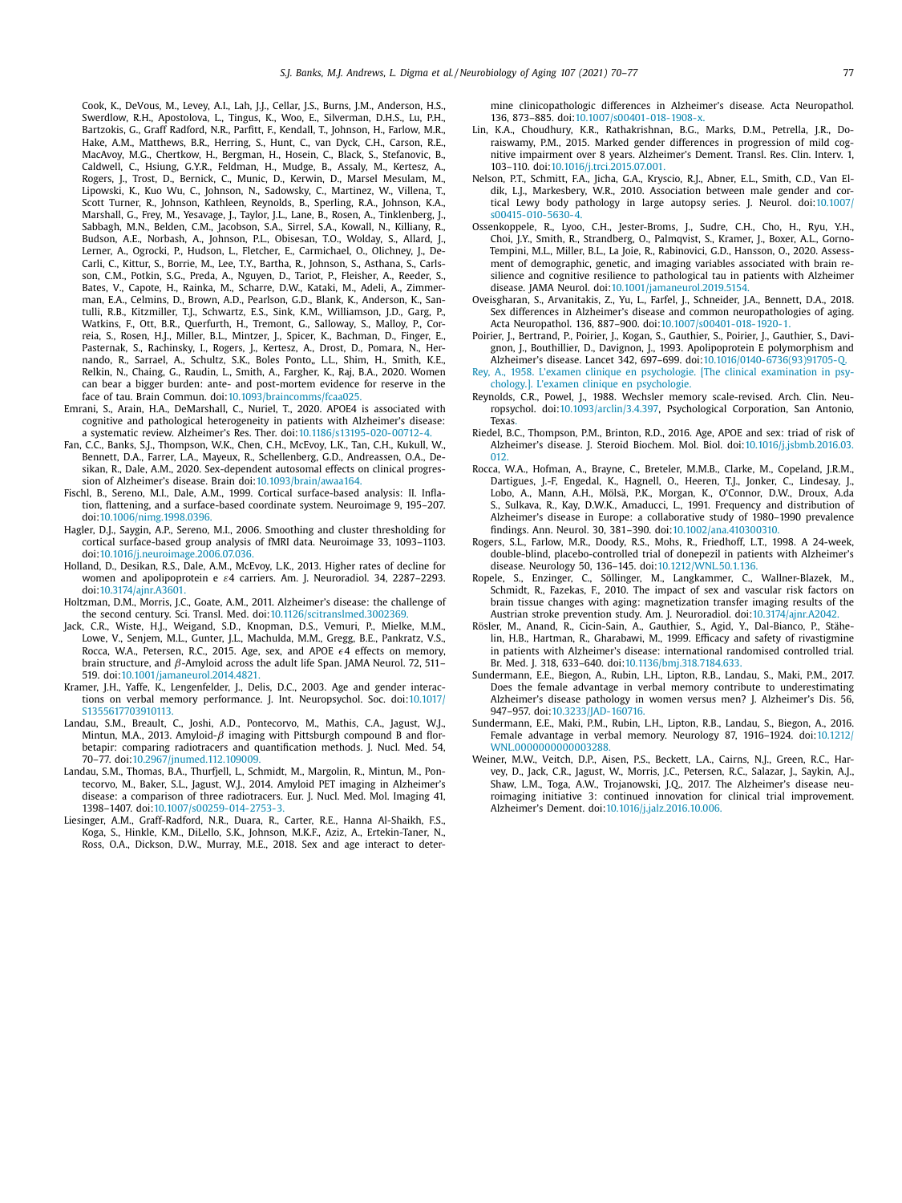Cook, K., DeVous, M., Levey, A.I., Lah, J.J., Cellar, J.S., Burns, J.M., Anderson, H.S., Swerdlow, R.H., Apostolova, L., Tingus, K., Woo, E., Silverman, D.H.S., Lu, P.H., Bartzokis, G., Graff Radford, N.R., Parfitt, F., Kendall, T., Johnson, H., Farlow, M.R., Hake, A.M., Matthews, B.R., Herring, S., Hunt, C., van Dyck, C.H., Carson, R.E., MacAvoy, M.G., Chertkow, H., Bergman, H., Hosein, C., Black, S., Stefanovic, B., Caldwell, C., Hsiung, G.Y.R., Feldman, H., Mudge, B., Assaly, M., Kertesz, A., Rogers, J., Trost, D., Bernick, C., Munic, D., Kerwin, D., Marsel Mesulam, M., Lipowski, K., Kuo Wu, C., Johnson, N., Sadowsky, C., Martinez, W., Villena, T., Scott Turner, R., Johnson, Kathleen, Reynolds, B., Sperling, R.A., Johnson, K.A., Marshall, G., Frey, M., Yesavage, J., Taylor, J.L., Lane, B., Rosen, A., Tinklenberg, J., Sabbagh, M.N., Belden, C.M., Jacobson, S.A., Sirrel, S.A., Kowall, N., Killiany, R., Budson, A.E., Norbash, A., Johnson, P.L., Obisesan, T.O., Wolday, S., Allard, J., Lerner, A., Ogrocki, P., Hudson, L., Fletcher, E., Carmichael, O., Olichney, J., DeCarli, C., Kittur, S., Borrie, M., Lee, T.Y., Bartha, R., Johnson, S., Asthana, S., Carlsson, C.M., Potkin, S.G., Preda, A., Nguyen, D., Tariot, P., Fleisher, A., Reeder, S., Bates, V., Capote, H., Rainka, M., Scharre, D.W., Kataki, M., Adeli, A., Zimmerman, E.A., Celmins, D., Brown, A.D., Pearlson, G.D., Blank, K., Anderson, K., Santulli, R.B., Kitzmiller, T.J., Schwartz, E.S., Sink, K.M., Williamson, J.D., Garg, P., Watkins, F., Ott, B.R., Querfurth, H., Tremont, G., Salloway, S., Malloy, P., Correia, S., Rosen, H.J., Miller, B.L., Mintzer, J., Spicer, K., Bachman, D., Finger, E., Pasternak, S., Rachinsky, I., Rogers, J., Kertesz, A., Drost, D., Pomara, N., Hernando, R., Sarrael, A., Schultz, S.K., Boles Ponto,, L.L., Shim, H., Smith, K.E., Relkin, N., Chaing, G., Raudin, L., Smith, A., Fargher, K., Raj, B.A., 2020. Women can bear a bigger burden: ante- and post-mortem evidence for reserve in the face of tau. Brain Commun. doi:10.1093/braincomms/fcaa025.

Emrani, S., Arain, H.A., DeMarshall, C., Nuriel, T., 2020. APOE4 is associated with cognitive and pathological heterogeneity in patients with Alzheimer's disease: a systematic review. Alzheimer's Res. Ther. doi:10.1186/s13195-020-00712-4.

Fan, C.C., Banks, S.J., Thompson, W.K., Chen, C.H., McEvoy, L.K., Tan, C.H., Kukull, W., Bennett, D.A., Farrer, L.A., Mayeux, R., Schellenberg, G.D., Andreassen, O.A., Desikan, R., Dale, A.M., 2020. Sex-dependent autosomal effects on clinical progression of Alzheimer's disease. Brain doi:10.1093/brain/awaa164.

Fischl, B., Sereno, M.I., Dale, A.M., 1999. Cortical surface-based analysis: II. Inflation, flattening, and a surface-based coordinate system. Neuroimage 9, 195–207. doi:10.1006/nimg.1998.0396.

Hagler, D.J., Saygin, A.P., Sereno, M.I., 2006. Smoothing and cluster thresholding for cortical surface-based group analysis of fMRI data. Neuroimage 33, 1093–1103. doi:10.1016/j.neuroimage.2006.07.036.

Holland, D., Desikan, R.S., Dale, A.M., McEvoy, L.K., 2013. Higher rates of decline for women and apolipoprotein e $\varepsilon 4$ carriers. Am. J. Neuroradiol. 34, 2287–2293. doi:10.3174/ajnr.A3601.

Holtzman, D.M., Morris, J.C., Goate, A.M., 2011. Alzheimer's disease: the challenge of the second century. Sci. Transl. Med. doi:10.1126/scitranslmed.3002369.

Jack, C.R., Wiste, H.J., Weigand, S.D., Knopman, D.S., Vemuri, P., Mielke, M.M., Lowe, V., Senjem, M.L., Gunter, J.L., Machulda, M.M., Gregg, B.E., Pankratz, V.S., Rocca, W.A., Petersen, R.C., 2015. Age, sex, and APOE $\epsilon 4$ effects on memory, brain structure, and $\beta$-Amyloid across the adult life Span. JAMA Neurol. 72, 511–519. doi:10.1001/jamaneurol.2014.4821.

Kramer, J.H., Yaffe, K., Lengenfelder, J., Delis, D.C., 2003. Age and gender interactions on verbal memory performance. J. Int. Neuropsychol. Soc. doi:10.1017/S1355617703910113.

Landau, S.M., Breault, C., Joshi, A.D., Pontecorvo, M., Mathis, C.A., Jagust, W.J., Mintun, M.A., 2013. Amyloid-$\beta$ imaging with Pittsburgh compound B and florbetapir: comparing radiotracers and quantification methods. J. Nucl. Med. 54, 70–77. doi:10.2967/jnumed.112.109009.

Landau, S.M., Thomas, B.A., Thurfjell, L., Schmidt, M., Margolin, R., Mintun, M., Pontecorvo, M., Baker, S.L., Jagust, W.J., 2014. Amyloid PET imaging in Alzheimer's disease: a comparison of three radiotracers. Eur. J. Nucl. Med. Mol. Imaging 41, 1398–1407. doi:10.1007/s00259-014-2753-3.

Liesinger, A.M., Graff-Radford, N.R., Duara, R., Carter, R.E., Hanna Al-Shaikh, F.S., Koga, S., Hinkle, K.M., DiLello, S.K., Johnson, M.K.F., Aziz, A., Ertekin-Taner, N., Ross, O.A., Dickson, D.W., Murray, M.E., 2018. Sex and age interact to determine clinicopathologic differences in Alzheimer's disease. Acta Neuropathol. 136, 873–885. doi:10.1007/s00401-018-1908-x.

Lin, K.A., Choudhury, K.R., Rathakrishnan, B.G., Marks, D.M., Petrella, J.R., Doraiswamy, P.M., 2015. Marked gender differences in progression of mild cognitive impairment over 8 years. Alzheimer's Dement. Transl. Res. Clin. Interv. 1, 103–110. doi:10.1016/j.trci.2015.07.001.

Nelson, P.T., Schmitt, F.A., Jicha, G.A., Kryscio, R.J., Abner, E.L., Smith, C.D., Van Eldik, L.J., Markesbery, W.R., 2010. Association between male gender and cortical Lewy body pathology in large autopsy series. J. Neurol. doi:10.1007/s00415-010-5630-4.

Ossenkoppele, R., Lyoo, C.H., Jester-Broms, J., Sudre, C.H., Cho, H., Ryu, Y.H., Choi, J.Y., Smith, R., Strandberg, O., Palmqvist, S., Kramer, J., Boxer, A.L., Gorno-Tempini, M.L., Miller, B.L., La Joie, R., Rabinovici, G.D., Hansson, O., 2020. Assessment of demographic, genetic, and imaging variables associated with brain resilience and cognitive resilience to pathological tau in patients with Alzheimer disease. JAMA Neurol. doi:10.1001/jamaneurol.2019.5154.

Oveisgharan, S., Arvanitakis, Z., Yu, L., Farfel, J., Schneider, J.A., Bennett, D.A., 2018. Sex differences in Alzheimer's disease and common neuropathologies of aging. Acta Neuropathol. 136, 887–900. doi:10.1007/s00401-018-1920-1.

Poirier, J., Bertrand, P., Poirier, J., Kogan, S., Gauthier, S., Poirier, J., Gauthier, S., Davignon, J., Bouthillier, D., Davignon, J., 1993. Apolipoprotein E polymorphism and Alzheimer's disease. Lancet 342, 697–699. doi:10.1016/0140-6736(93)91705-Q.

Rey, A., 1958. L'examen clinique en psychologie. [The clinical examination in psychology.]. L'examen clinique en psychologie.

Reynolds, C.R., Powel, J., 1988. Wechsler memory scale-revised. Arch. Clin. Neuropsychol. doi:10.1093/arclin/3.4.397, Psychological Corporation, San Antonio, Texas.

Riedel, B.C., Thompson, P.M., Brinton, R.D., 2016. Age, APOE and sex: triad of risk of Alzheimer's disease. J. Steroid Biochem. Mol. Biol. doi:10.1016/j.jsbmb.2016.03.012.

Rocca, W.A., Hofman, A., Brayne, C., Breteler, M.M.B., Clarke, M., Copeland, J.R.M., Dartigues, J.-F, Engedal, K., Hagnell, O., Heeren, T.J., Jonker, C., Lindesay, J., Lobo, A., Mann, A.H., Mölsä, P.K., Morgan, K., O'Connor, D.W., Droux, A.da S., Sulkava, R., Kay, D.W.K., Amaducci, L., 1991. Frequency and distribution of Alzheimer's disease in Europe: a collaborative study of 1980–1990 prevalence findings. Ann. Neurol. 30, 381–390. doi:10.1002/ana.410300310.

Rogers, S.L., Farlow, M.R., Doody, R.S., Mohs, R., Friedhoff, L.T., 1998. A 24-week, double-blind, placebo-controlled trial of donepezil in patients with Alzheimer's disease. Neurology 50, 136–145. doi:10.1212/WNL.50.1.136.

Ropele, S., Enzinger, C., Söllinger, M., Langkammer, C., Wallner-Blazek, M., Schmidt, R., Fazekas, F., 2010. The impact of sex and vascular risk factors on brain tissue changes with aging: magnetization transfer imaging results of the Austrian stroke prevention study. Am. J. Neuroradiol. doi:10.3174/ajnr.A2042.

Rösler, M., Anand, R., Cicin-Sain, A., Gauthier, S., Agid, Y., Dal-Bianco, P., Stähelin, H.B., Hartman, R., Gharabawi, M., 1999. Efficacy and safety of rivastigmine in patients with Alzheimer's disease: international randomised controlled trial. Br. Med. J. 318, 633–640. doi:10.1136/bmj.318.7184.633.

Sundermann, E.E., Biegon, A., Rubin, L.H., Lipton, R.B., Landau, S., Maki, P.M., 2017. Does the female advantage in verbal memory contribute to underestimating Alzheimer's disease pathology in women versus men? J. Alzheimer's Dis. 56, 947–957. doi:10.3233/JAD-160716.

Sundermann, E.E., Maki, P.M., Rubin, L.H., Lipton, R.B., Landau, S., Biegon, A., 2016. Female advantage in verbal memory. Neurology 87, 1916–1924. doi:10.1212/WNL.0000000000003288.

Weiner, M.W., Veitch, D.P., Aisen, P.S., Beckett, L.A., Cairns, N.J., Green, R.C., Harvey, D., Jack, C.R., Jagust, W., Morris, J.C., Petersen, R.C., Salazar, J., Saykin, A.J., Shaw, L.M., Toga, A.W., Trojanowski, J.Q., 2017. The Alzheimer's disease neuroimaging initiative 3: continued innovation for clinical trial improvement. Alzheimer's Dement. doi:10.1016/j.jalz.2016.10.006.